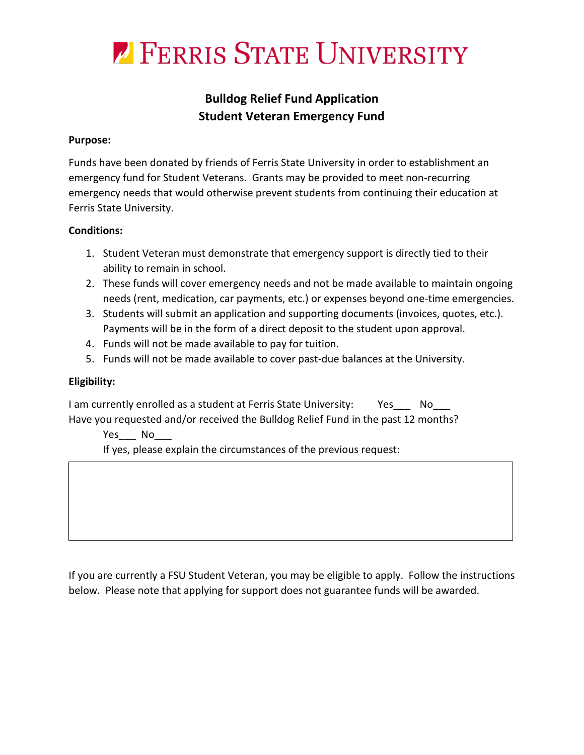# Ferris State University

## Bulldog Relief Fund Application
## Student Veteran Emergency Fund

**Purpose:**

Funds have been donated by friends of Ferris State University in order to establishment an emergency fund for Student Veterans. Grants may be provided to meet non-recurring emergency needs that would otherwise prevent students from continuing their education at Ferris State University.

**Conditions:**

1. Student Veteran must demonstrate that emergency support is directly tied to their ability to remain in school.
2. These funds will cover emergency needs and not be made available to maintain ongoing needs (rent, medication, car payments, etc.) or expenses beyond one-time emergencies.
3. Students will submit an application and supporting documents (invoices, quotes, etc.). Payments will be in the form of a direct deposit to the student upon approval.
4. Funds will not be made available to pay for tuition.
5. Funds will not be made available to cover past-due balances at the University.

**Eligibility:**

I am currently enrolled as a student at Ferris State University: Yes___ No___

Have you requested and/or received the Bulldog Relief Fund in the past 12 months?

Yes___ No___

If yes, please explain the circumstances of the previous request:

| |
|---|
| |

If you are currently a FSU Student Veteran, you may be eligible to apply. Follow the instructions below. Please note that applying for support does not guarantee funds will be awarded.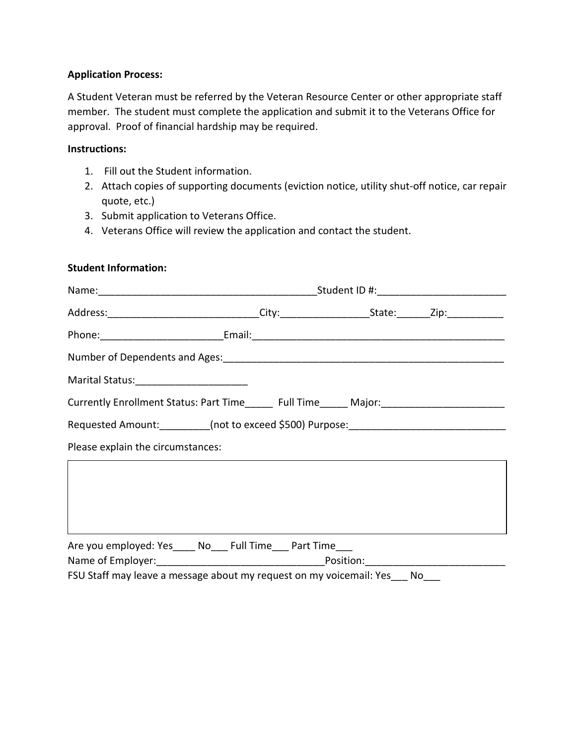**Application Process:**

A Student Veteran must be referred by the Veteran Resource Center or other appropriate staff member. The student must complete the application and submit it to the Veterans Office for approval. Proof of financial hardship may be required.

**Instructions:**

1. Fill out the Student information.
2. Attach copies of supporting documents (eviction notice, utility shut-off notice, car repair quote, etc.)
3. Submit application to Veterans Office.
4. Veterans Office will review the application and contact the student.

**Student Information:**

Name:________________________________________Student ID #:_______________________

Address:___________________________City:________________State:______Zip:__________

Phone:______________________Email:______________________________________________

Number of Dependents and Ages:___________________________________________________

Marital Status:____________________

Currently Enrollment Status: Part Time_____ Full Time_____ Major:______________________

Requested Amount:_________(not to exceed $500) Purpose:____________________________

Please explain the circumstances:

| |
|---|
| |

Are you employed: Yes____ No___ Full Time___ Part Time___

Name of Employer:______________________________Position:_________________________

FSU Staff may leave a message about my request on my voicemail: Yes___ No___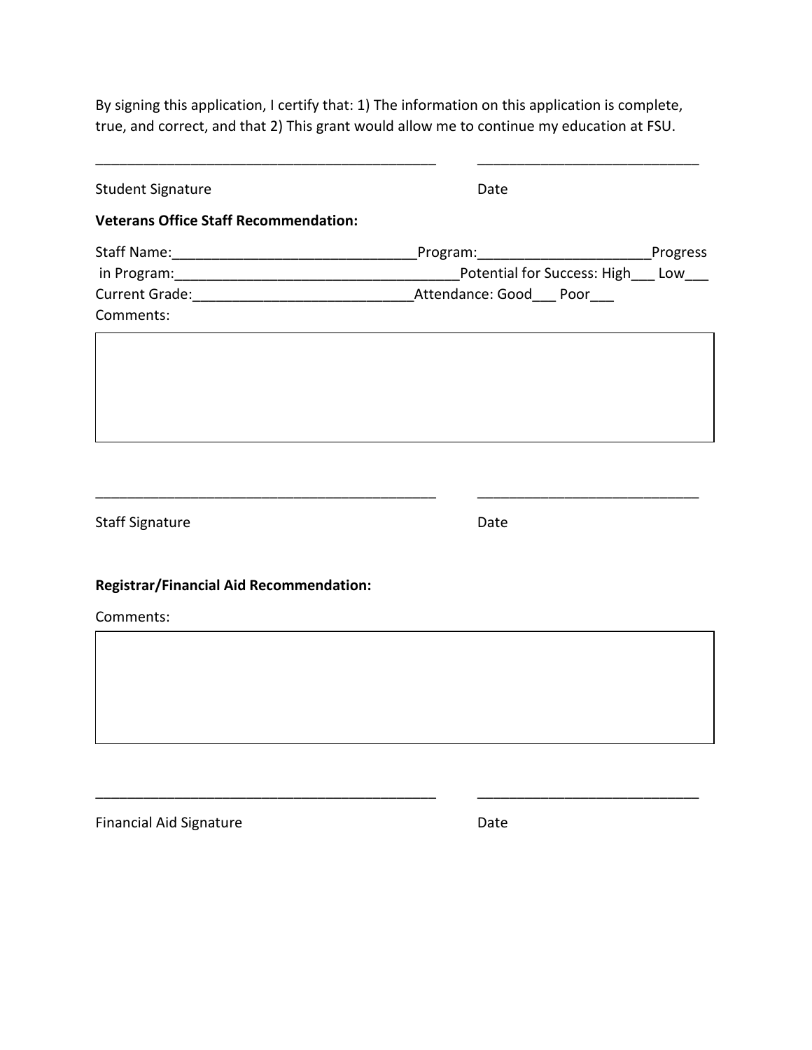By signing this application, I certify that: 1) The information on this application is complete, true, and correct, and that 2) This grant would allow me to continue my education at FSU.

_____________________________________________ ____________________________

Student Signature Date

**Veterans Office Staff Recommendation:**

Staff Name:_______________________________Program:_____________________Progress in Program:____________________________________Potential for Success: High___ Low___
Current Grade:____________________________Attendance: Good___ Poor___
Comments:

_____________________________________________ ____________________________

Staff Signature Date

**Registrar/Financial Aid Recommendation:**

Comments:

_____________________________________________ ____________________________

Financial Aid Signature Date